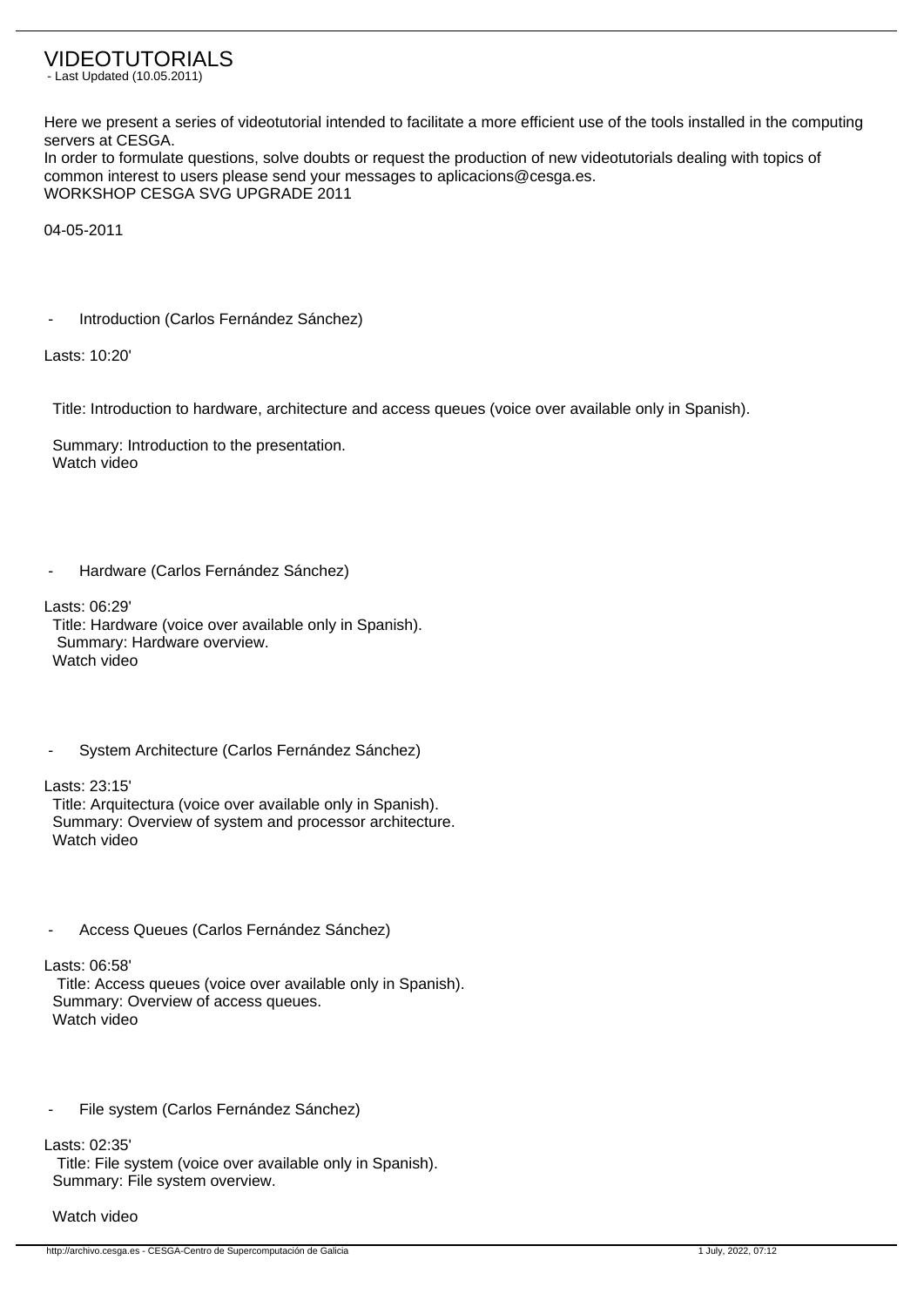# VIDEOTUTORIALS

- Last Updated (10.05.2011)

Here we present a series of videotutorial intended to facilitate a more efficient use of the tools installed in the computing servers at CESGA.
In order to formulate questions, solve doubts or request the production of new videotutorials dealing with topics of common interest to users please send your messages to aplicacions@cesga.es.
WORKSHOP CESGA SVG UPGRADE 2011

04-05-2011

- Introduction (Carlos Fernández Sánchez)

Lasts: 10:20'

Title: Introduction to hardware, architecture and access queues (voice over available only in Spanish).

Summary: Introduction to the presentation.
Watch video

- Hardware (Carlos Fernández Sánchez)

Lasts: 06:29'
Title: Hardware (voice over available only in Spanish).
Summary: Hardware overview.
Watch video

- System Architecture (Carlos Fernández Sánchez)

Lasts: 23:15'
Title: Arquitectura (voice over available only in Spanish).
Summary: Overview of system and processor architecture.
Watch video

- Access Queues (Carlos Fernández Sánchez)

Lasts: 06:58'
Title: Access queues (voice over available only in Spanish).
Summary: Overview of access queues.
Watch video

- File system (Carlos Fernández Sánchez)

Lasts: 02:35'
Title: File system (voice over available only in Spanish).
Summary: File system overview.

Watch video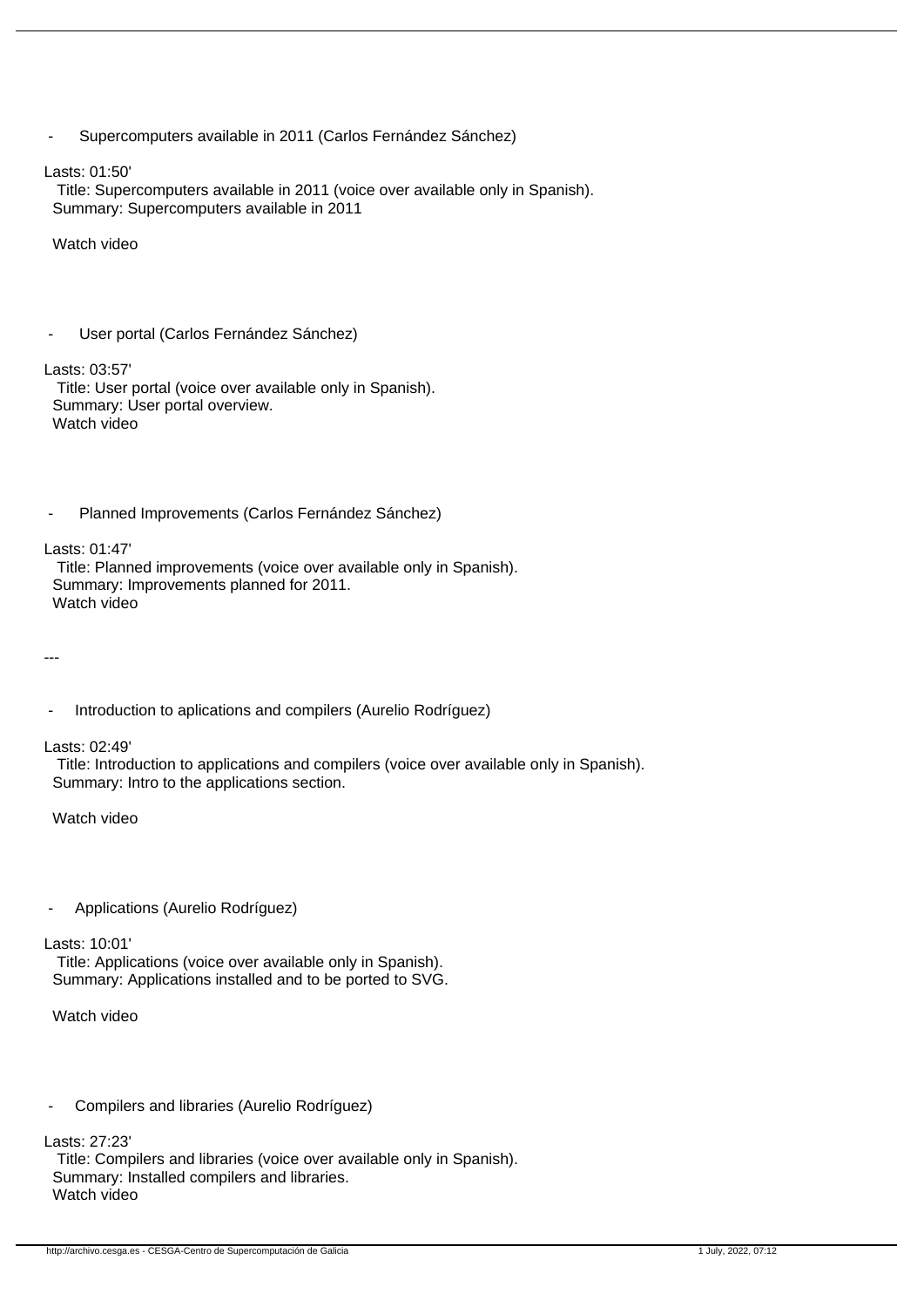- Supercomputers available in 2011 (Carlos Fernández Sánchez)

Lasts: 01:50'
Title: Supercomputers available in 2011 (voice over available only in Spanish).
Summary: Supercomputers available in 2011

Watch video

- User portal (Carlos Fernández Sánchez)

Lasts: 03:57'
Title: User portal (voice over available only in Spanish).
Summary: User portal overview.
Watch video

- Planned Improvements (Carlos Fernández Sánchez)

Lasts: 01:47'
Title: Planned improvements (voice over available only in Spanish).
Summary: Improvements planned for 2011.
Watch video

---

- Introduction to aplications and compilers (Aurelio Rodríguez)

Lasts: 02:49'
Title: Introduction to applications and compilers (voice over available only in Spanish).
Summary: Intro to the applications section.

Watch video

- Applications (Aurelio Rodríguez)

Lasts: 10:01'
Title: Applications (voice over available only in Spanish).
Summary: Applications installed and to be ported to SVG.

Watch video

- Compilers and libraries (Aurelio Rodríguez)

Lasts: 27:23'
Title: Compilers and libraries (voice over available only in Spanish).
Summary: Installed compilers and libraries.
Watch video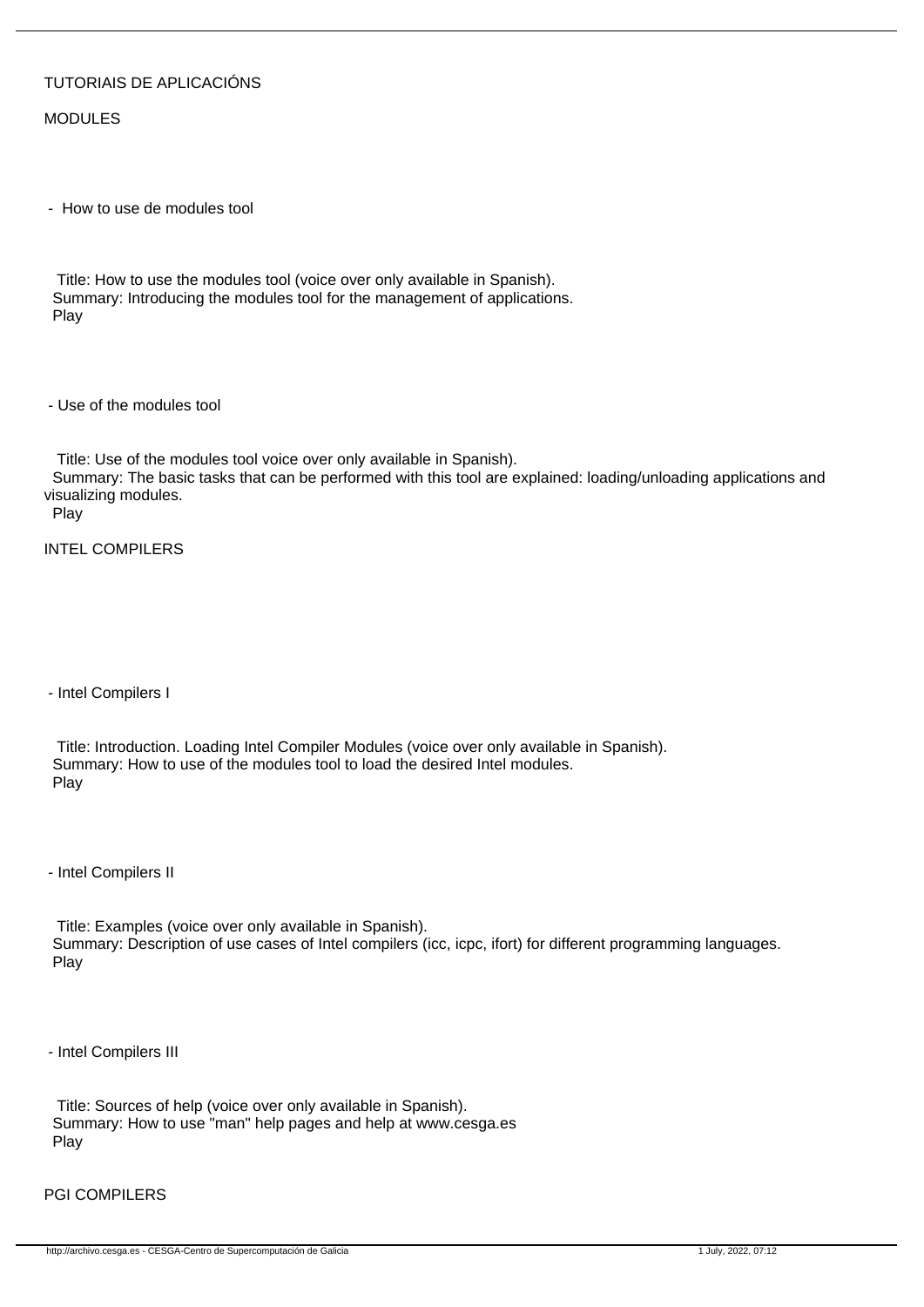TUTORIAIS DE APLICACIÓNS

MODULES

- How to use de modules tool

Title: How to use the modules tool (voice over only available in Spanish).
Summary: Introducing the modules tool for the management of applications.
Play

- Use of the modules tool

Title: Use of the modules tool voice over only available in Spanish).
Summary: The basic tasks that can be performed with this tool are explained: loading/unloading applications and visualizing modules.
Play

INTEL COMPILERS

- Intel Compilers I

Title: Introduction. Loading Intel Compiler Modules (voice over only available in Spanish).
Summary: How to use of the modules tool to load the desired Intel modules.
Play

- Intel Compilers II

Title: Examples (voice over only available in Spanish).
Summary: Description of use cases of Intel compilers (icc, icpc, ifort) for different programming languages.
Play

- Intel Compilers III

Title: Sources of help (voice over only available in Spanish).
Summary: How to use "man" help pages and help at www.cesga.es
Play

PGI COMPILERS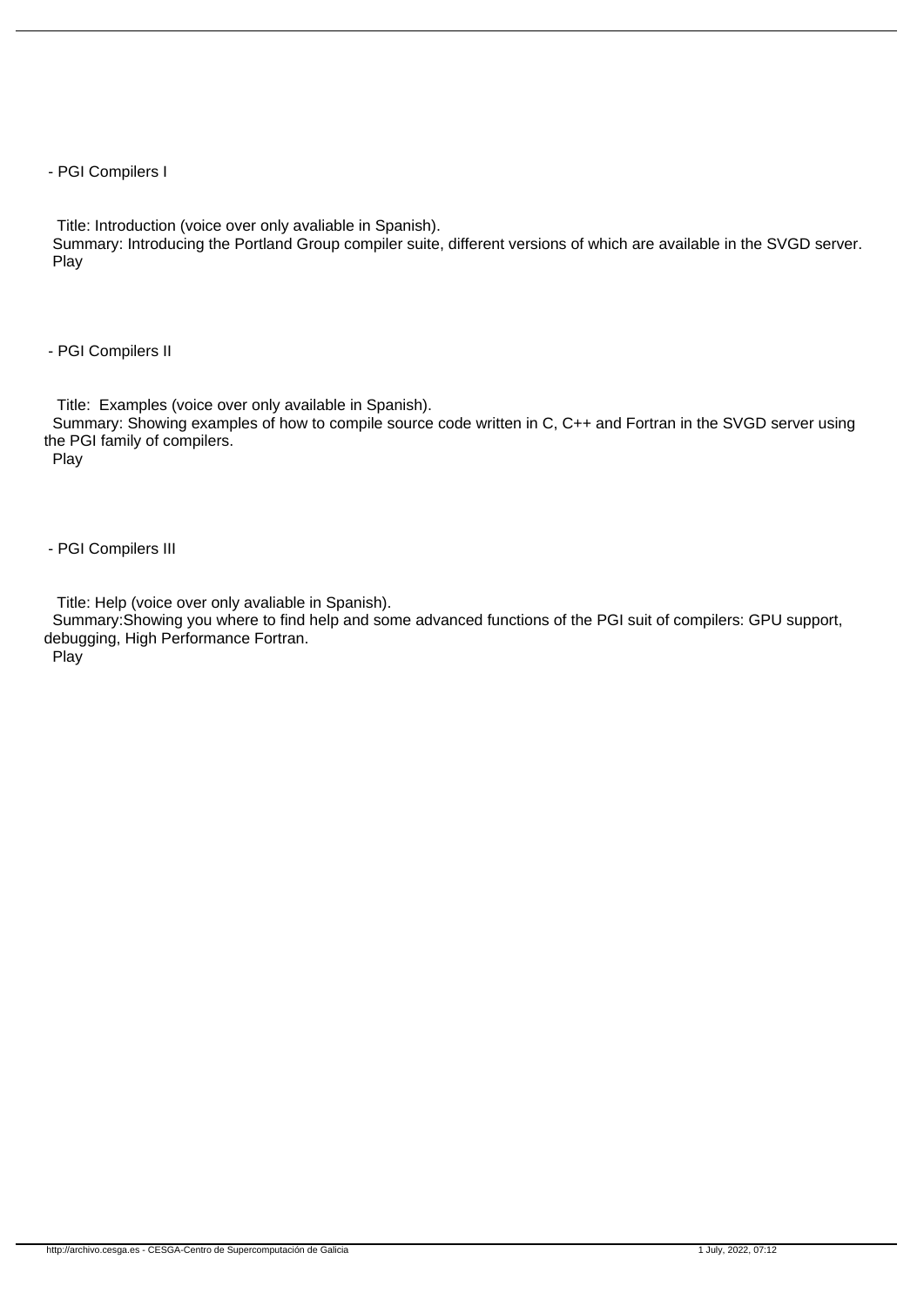- PGI Compilers I

Title: Introduction (voice over only avaliable in Spanish).

Summary: Introducing the Portland Group compiler suite, different versions of which are available in the SVGD server.

Play

- PGI Compilers II

Title:  Examples (voice over only available in Spanish).

Summary: Showing examples of how to compile source code written in C, C++ and Fortran in the SVGD server using the PGI family of compilers.

Play

- PGI Compilers III

Title: Help (voice over only avaliable in Spanish).

Summary:Showing you where to find help and some advanced functions of the PGI suit of compilers: GPU support, debugging, High Performance Fortran.

Play